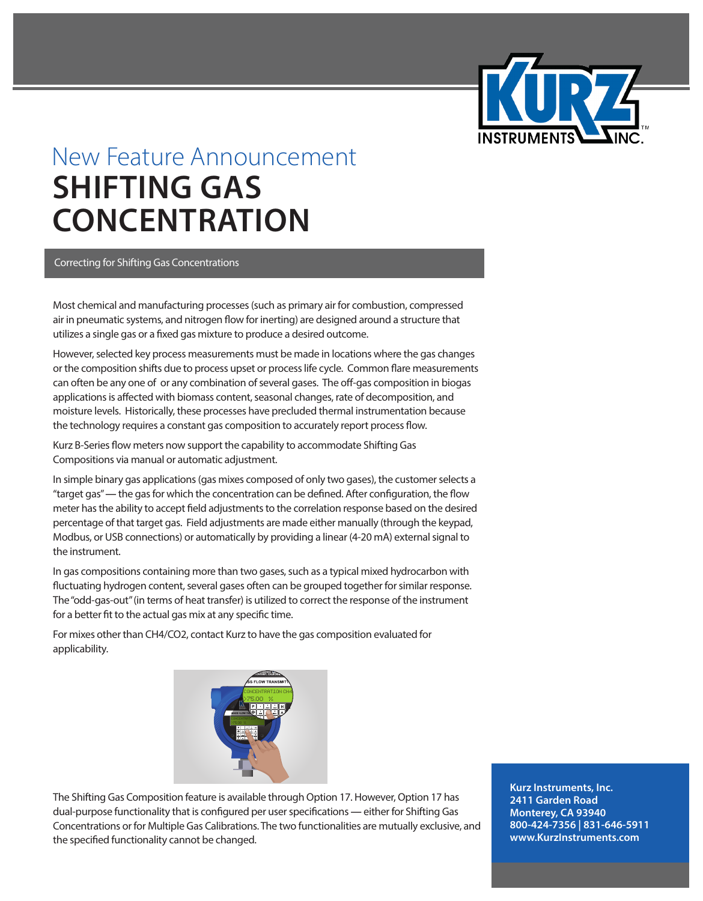New Feature Announcement

# SHIFTING GAS CONCENTRATION

## Correcting for Shifting Gas Concentrations

Most chemical and manufacturing processes (such as primary air for combustion, compressed air in pneumatic systems, and nitrogen flow for inerting) are designed around a structure that utilizes a single gas or a fixed gas mixture to produce a desired outcome.

However, selected key process measurements must be made in locations where the gas changes or the composition shifts due to process upset or process life cycle. Common flare measurements can often be any one of or any combination of several gases. The off-gas composition in biogas applications is affected with biomass content, seasonal changes, rate of decomposition, and moisture levels. Historically, these processes have precluded thermal instrumentation because the technology requires a constant gas composition to accurately report process flow.

Kurz B-Series flow meters now support the capability to accommodate Shifting Gas Compositions via manual or automatic adjustment.

In simple binary gas applications (gas mixes composed of only two gases), the customer selects a "target gas" — the gas for which the concentration can be defined. After configuration, the flow meter has the ability to accept field adjustments to the correlation response based on the desired percentage of that target gas. Field adjustments are made either manually (through the keypad, Modbus, or USB connections) or automatically by providing a linear (4-20 mA) external signal to the instrument.

In gas compositions containing more than two gases, such as a typical mixed hydrocarbon with fluctuating hydrogen content, several gases often can be grouped together for similar response. The "odd-gas-out" (in terms of heat transfer) is utilized to correct the response of the instrument for a better fit to the actual gas mix at any specific time.

For mixes other than $CH_4$/$CO_2$, contact Kurz to have the gas composition evaluated for applicability.

The Shifting Gas Composition feature is available through Option 17. However, Option 17 has dual-purpose functionality that is configured per user specifications — either for Shifting Gas Concentrations or for Multiple Gas Calibrations. The two functionalities are mutually exclusive, and the specified functionality cannot be changed.

**Kurz Instruments, Inc.**
**2411 Garden Road**
**Monterey, CA 93940**
**800-424-7356 | 831-646-5911**
**www.KurzInstruments.com**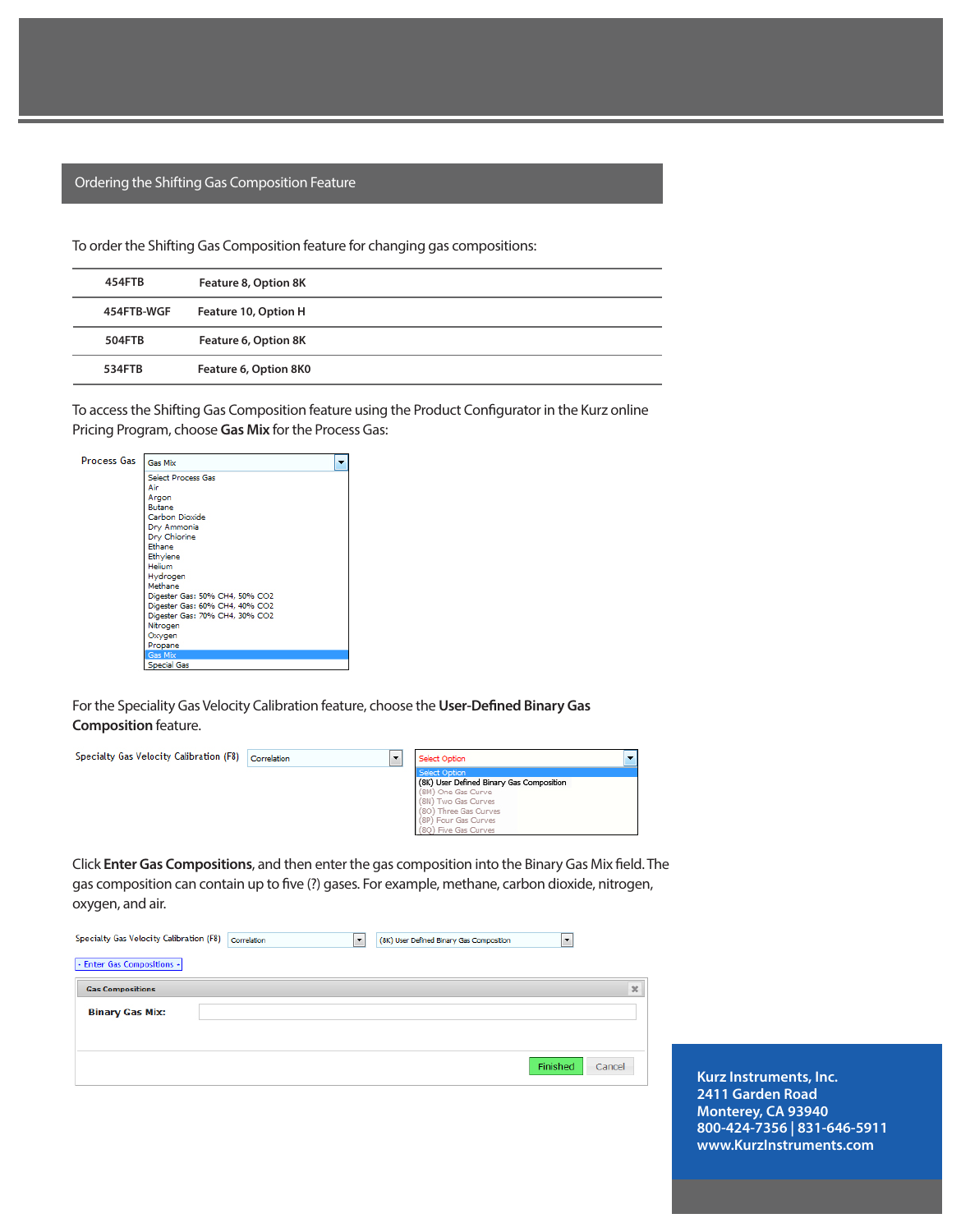## Ordering the Shifting Gas Composition Feature

To order the Shifting Gas Composition feature for changing gas compositions:

| | |
|---|---|
| 454FTB | Feature 8, Option 8K |
| 454FTB-WGF | Feature 10, Option H |
| 504FTB | Feature 6, Option 8K |
| 534FTB | Feature 6, Option 8K0 |

To access the Shifting Gas Composition feature using the Product Configurator in the Kurz online Pricing Program, choose **Gas Mix** for the Process Gas:

Process Gas
Gas Mix
Select Process Gas
Air
Argon
Butane
Carbon Dioxide
Dry Ammonia
Dry Chlorine
Ethane
Ethylene
Helium
Hydrogen
Methane
Digester Gas: 50% CH4, 50% CO2
Digester Gas: 60% CH4, 40% CO2
Digester Gas: 70% CH4, 30% CO2
Nitrogen
Oxygen
Propane
Gas Mix
Special Gas

For the Speciality Gas Velocity Calibration feature, choose the **User-Defined Binary Gas Composition** feature.

Specialty Gas Velocity Calibration (F8)
Correlation
Select Option
Select Option
(8K) User Defined Binary Gas Composition
(8M) One Gas Curve
(8N) Two Gas Curves
(8O) Three Gas Curves
(8P) Four Gas Curves
(8Q) Five Gas Curves

Click **Enter Gas Compositions**, and then enter the gas composition into the Binary Gas Mix field. The gas composition can contain up to five (?) gases. For example, methane, carbon dioxide, nitrogen, oxygen, and air.

Specialty Gas Velocity Calibration (F8)
Correlation
(8K) User Defined Binary Gas Composition
- Enter Gas Compositions -
Gas Compositions
Binary Gas Mix:
Finished
Cancel

**Kurz Instruments, Inc.**
**2411 Garden Road**
**Monterey, CA 93940**
**800-424-7356 | 831-646-5911**
**www.KurzInstruments.com**